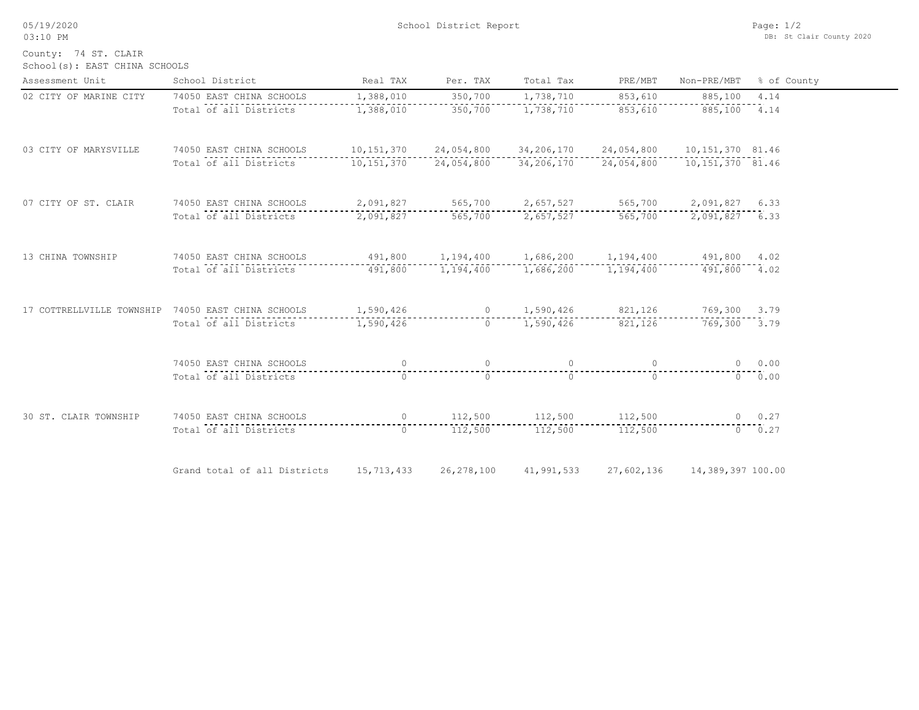05/19/2020
03:10 PM

School District Report

DB: St Clair County 2020

County: 74 ST. CLAIR
School(s): EAST CHINA SCHOOLS

| Assessment Unit | School District | Real TAX | Per. TAX | Total Tax | PRE/MBT | Non-PRE/MBT | % of County |
|---|---|---|---|---|---|---|---|
| 02 CITY OF MARINE CITY | 74050 EAST CHINA SCHOOLS | 1,388,010 | 350,700 | 1,738,710 | 853,610 | 885,100 | 4.14 |
| | Total of all Districts | 1,388,010 | 350,700 | 1,738,710 | 853,610 | 885,100 | 4.14 |
| 03 CITY OF MARYSVILLE | 74050 EAST CHINA SCHOOLS | 10,151,370 | 24,054,800 | 34,206,170 | 24,054,800 | 10,151,370 | 81.46 |
| | Total of all Districts | 10,151,370 | 24,054,800 | 34,206,170 | 24,054,800 | 10,151,370 | 81.46 |
| 07 CITY OF ST. CLAIR | 74050 EAST CHINA SCHOOLS | 2,091,827 | 565,700 | 2,657,527 | 565,700 | 2,091,827 | 6.33 |
| | Total of all Districts | 2,091,827 | 565,700 | 2,657,527 | 565,700 | 2,091,827 | 6.33 |
| 13 CHINA TOWNSHIP | 74050 EAST CHINA SCHOOLS | 491,800 | 1,194,400 | 1,686,200 | 1,194,400 | 491,800 | 4.02 |
| | Total of all Districts | 491,800 | 1,194,400 | 1,686,200 | 1,194,400 | 491,800 | 4.02 |
| 17 COTTRELLVILLE TOWNSHIP | 74050 EAST CHINA SCHOOLS | 1,590,426 | 0 | 1,590,426 | 821,126 | 769,300 | 3.79 |
| | Total of all Districts | 1,590,426 | 0 | 1,590,426 | 821,126 | 769,300 | 3.79 |
| | 74050 EAST CHINA SCHOOLS | 0 | 0 | 0 | 0 | 0 | 0.00 |
| | Total of all Districts | 0 | 0 | 0 | 0 | 0 | 0.00 |
| 30 ST. CLAIR TOWNSHIP | 74050 EAST CHINA SCHOOLS | 0 | 112,500 | 112,500 | 112,500 | 0 | 0.27 |
| | Total of all Districts | 0 | 112,500 | 112,500 | 112,500 | 0 | 0.27 |
| | Grand total of all Districts | 15,713,433 | 26,278,100 | 41,991,533 | 27,602,136 | 14,389,397 | 100.00 |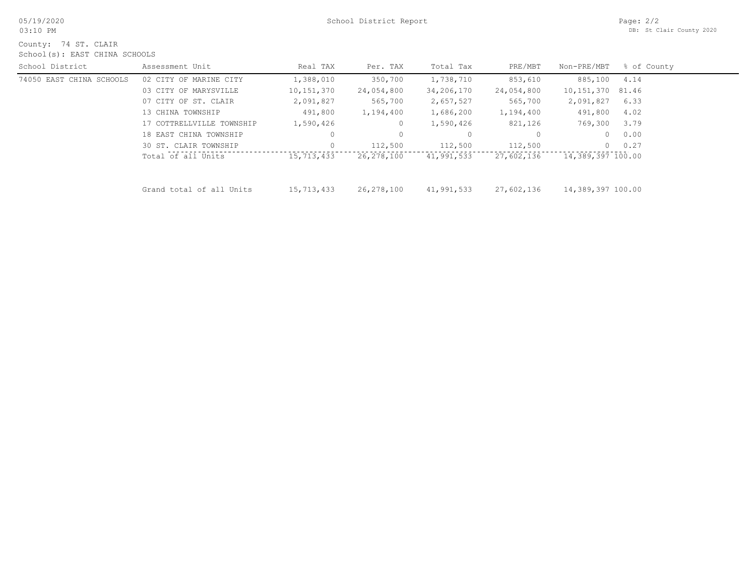County: 74 ST. CLAIR

School(s): EAST CHINA SCHOOLS

| School District | Assessment Unit | Real TAX | Per. TAX | Total Tax | PRE/MBT | Non-PRE/MBT | % of County |
|---|---|---|---|---|---|---|---|
| 74050 EAST CHINA SCHOOLS | 02 CITY OF MARINE CITY | 1,388,010 | 350,700 | 1,738,710 | 853,610 | 885,100 | 4.14 |
| | 03 CITY OF MARYSVILLE | 10,151,370 | 24,054,800 | 34,206,170 | 24,054,800 | 10,151,370 | 81.46 |
| | 07 CITY OF ST. CLAIR | 2,091,827 | 565,700 | 2,657,527 | 565,700 | 2,091,827 | 6.33 |
| | 13 CHINA TOWNSHIP | 491,800 | 1,194,400 | 1,686,200 | 1,194,400 | 491,800 | 4.02 |
| | 17 COTTRELLVILLE TOWNSHIP | 1,590,426 | 0 | 1,590,426 | 821,126 | 769,300 | 3.79 |
| | 18 EAST CHINA TOWNSHIP | 0 | 0 | 0 | 0 | 0 | 0.00 |
| | 30 ST. CLAIR TOWNSHIP | 0 | 112,500 | 112,500 | 112,500 | 0 | 0.27 |
| | Total of all Units | 15,713,433 | 26,278,100 | 41,991,533 | 27,602,136 | 14,389,397 | 100.00 |
| | Grand total of all Units | 15,713,433 | 26,278,100 | 41,991,533 | 27,602,136 | 14,389,397 | 100.00 |